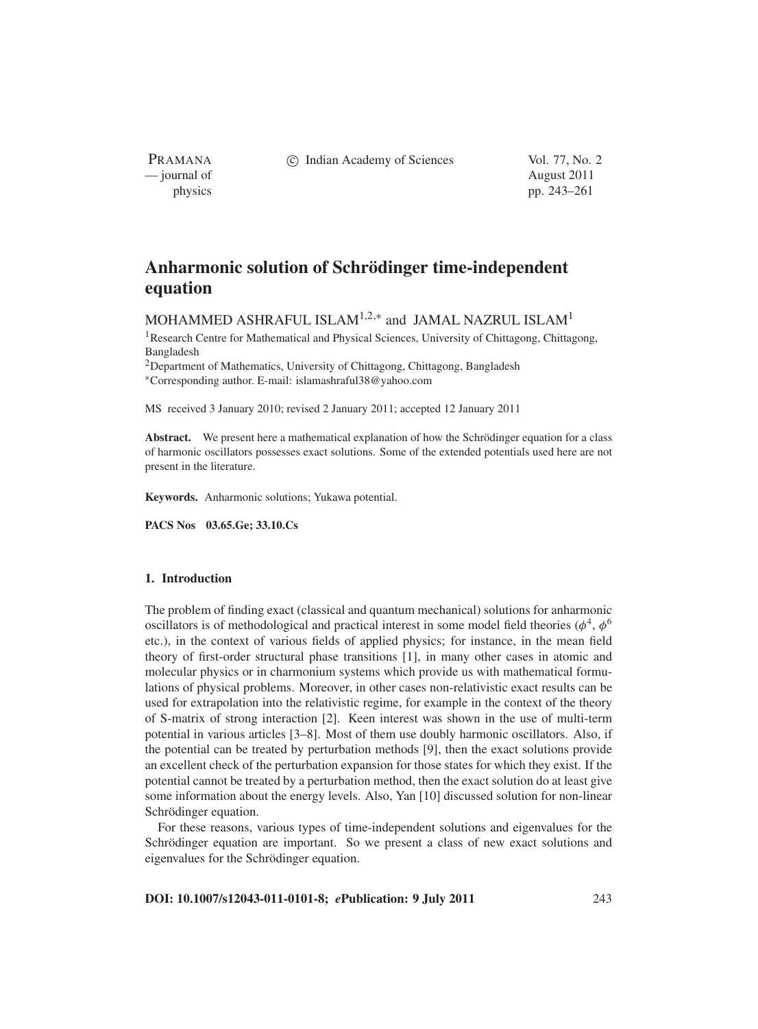# Anharmonic solution of Schrödinger time-independent equation

MOHAMMED ASHRAFUL ISLAM[1,2,*] and JAMAL NAZRUL ISLAM[1]

[1]Research Centre for Mathematical and Physical Sciences, University of Chittagong, Chittagong, Bangladesh
[2]Department of Mathematics, University of Chittagong, Chittagong, Bangladesh
*Corresponding author. E-mail: islamashraful38@yahoo.com

MS received 3 January 2010; revised 2 January 2011; accepted 12 January 2011

**Abstract.** We present here a mathematical explanation of how the Schrödinger equation for a class of harmonic oscillators possesses exact solutions. Some of the extended potentials used here are not present in the literature.

**Keywords.** Anharmonic solutions; Yukawa potential.

**PACS Nos** 03.65.Ge; 33.10.Cs

## 1. Introduction

The problem of finding exact (classical and quantum mechanical) solutions for anharmonic oscillators is of methodological and practical interest in some model field theories ($\phi^4$, $\phi^6$ etc.), in the context of various fields of applied physics; for instance, in the mean field theory of first-order structural phase transitions [1], in many other cases in atomic and molecular physics or in charmonium systems which provide us with mathematical formulations of physical problems. Moreover, in other cases non-relativistic exact results can be used for extrapolation into the relativistic regime, for example in the context of the theory of S-matrix of strong interaction [2]. Keen interest was shown in the use of multi-term potential in various articles [3–8]. Most of them use doubly harmonic oscillators. Also, if the potential can be treated by perturbation methods [9], then the exact solutions provide an excellent check of the perturbation expansion for those states for which they exist. If the potential cannot be treated by a perturbation method, then the exact solution do at least give some information about the energy levels. Also, Yan [10] discussed solution for non-linear Schrödinger equation.

For these reasons, various types of time-independent solutions and eigenvalues for the Schrödinger equation are important. So we present a class of new exact solutions and eigenvalues for the Schrödinger equation.

**DOI: 10.1007/s12043-011-0101-8; *e*Publication: 9 July 2011**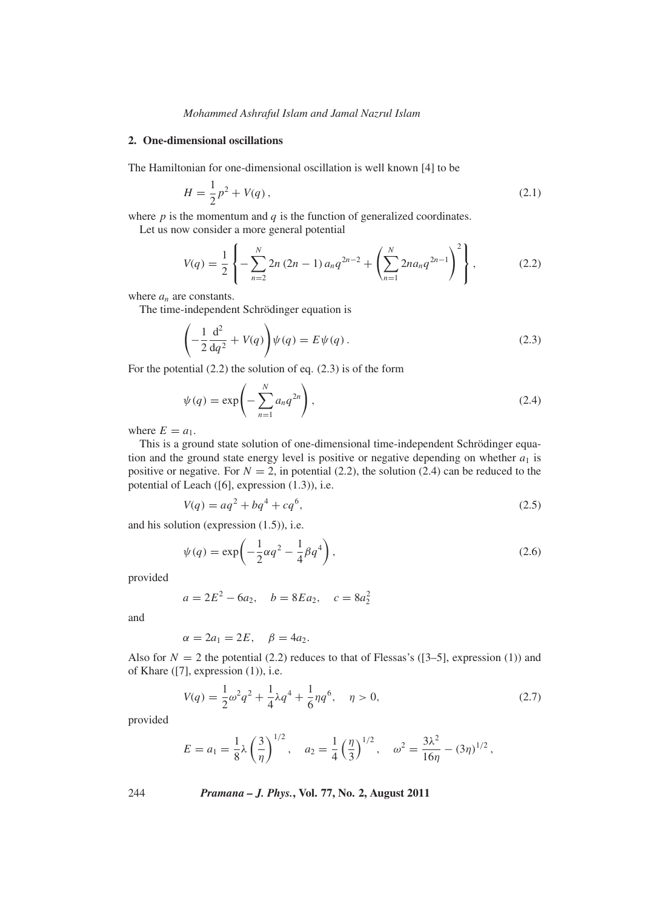## 2. One-dimensional oscillations

The Hamiltonian for one-dimensional oscillation is well known [4] to be

$$H = \frac{1}{2}p^2 + V(q)\,, \tag{2.1}$$

where $p$ is the momentum and $q$ is the function of generalized coordinates.

Let us now consider a more general potential

$$V(q) = \frac{1}{2}\left\{-\sum_{n=2}^{N} 2n\,(2n-1)\,a_n q^{2n-2} + \left(\sum_{n=1}^{N} 2n a_n q^{2n-1}\right)^2\right\}, \tag{2.2}$$

where $a_n$ are constants.

The time-independent Schrödinger equation is

$$\left(-\frac{1}{2}\frac{\mathrm{d}^2}{\mathrm{d}q^2} + V(q)\right)\psi(q) = E\psi(q)\,. \tag{2.3}$$

For the potential (2.2) the solution of eq. (2.3) is of the form

$$\psi(q) = \exp\left(-\sum_{n=1}^{N} a_n q^{2n}\right), \tag{2.4}$$

where $E = a_1$.

This is a ground state solution of one-dimensional time-independent Schrödinger equation and the ground state energy level is positive or negative depending on whether $a_1$ is positive or negative. For $N = 2$, in potential (2.2), the solution (2.4) can be reduced to the potential of Leach ([6], expression (1.3)), i.e.

$$V(q) = aq^2 + bq^4 + cq^6, \tag{2.5}$$

and his solution (expression (1.5)), i.e.

$$\psi(q) = \exp\left(-\frac{1}{2}\alpha q^2 - \frac{1}{4}\beta q^4\right), \tag{2.6}$$

provided

$$a = 2E^2 - 6a_2, \quad b = 8Ea_2, \quad c = 8a_2^2$$

and

$$\alpha = 2a_1 = 2E, \quad \beta = 4a_2.$$

Also for $N = 2$ the potential (2.2) reduces to that of Flessas's ([3–5], expression (1)) and of Khare ([7], expression (1)), i.e.

$$V(q) = \frac{1}{2}\omega^2 q^2 + \frac{1}{4}\lambda q^4 + \frac{1}{6}\eta q^6, \quad \eta > 0, \tag{2.7}$$

provided

$$E = a_1 = \frac{1}{8}\lambda\left(\frac{3}{\eta}\right)^{1/2}, \quad a_2 = \frac{1}{4}\left(\frac{\eta}{3}\right)^{1/2}, \quad \omega^2 = \frac{3\lambda^2}{16\eta} - (3\eta)^{1/2},$$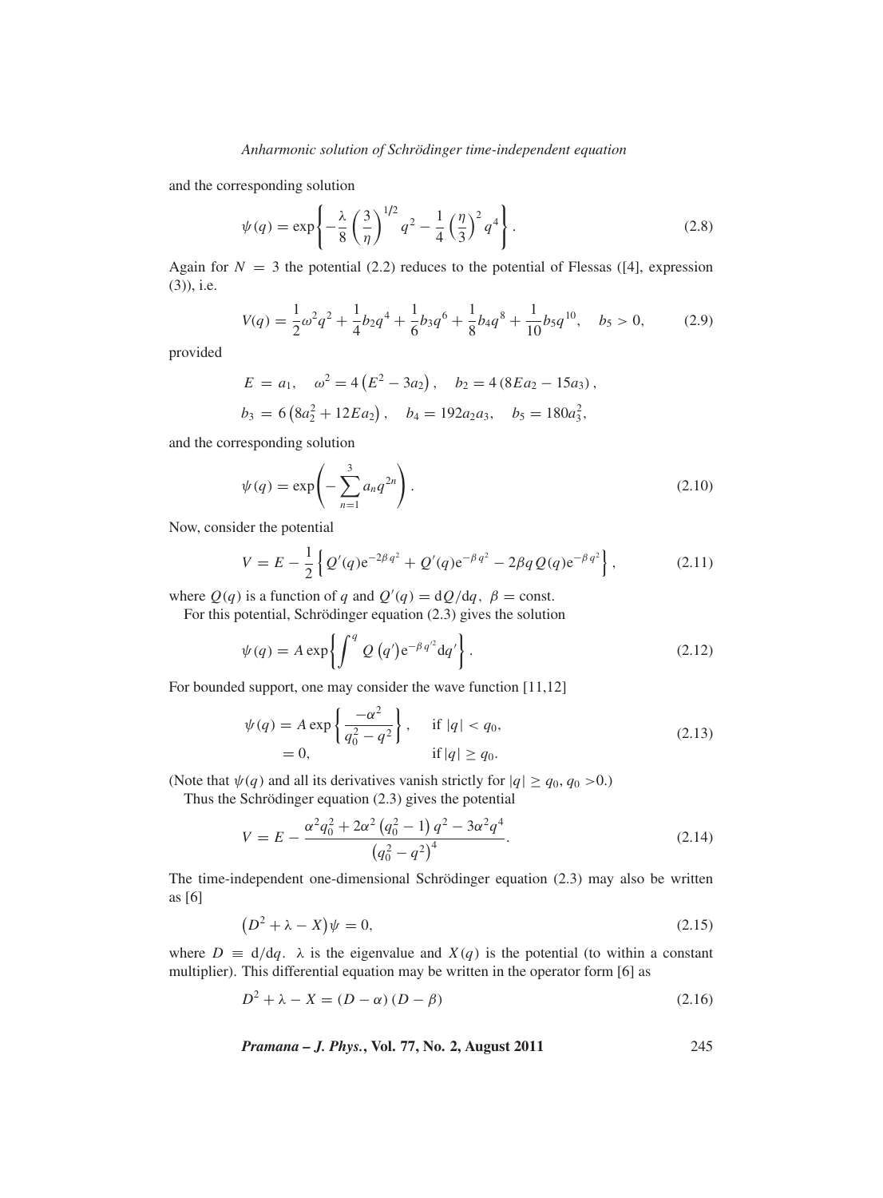and the corresponding solution

$$\psi(q) = \exp\left\{ -\frac{\lambda}{8}\left(\frac{3}{\eta}\right)^{1/2} q^2 - \frac{1}{4}\left(\frac{\eta}{3}\right)^2 q^4 \right\}. \tag{2.8}$$

Again for $N = 3$ the potential (2.2) reduces to the potential of Flessas ([4], expression (3)), i.e.

$$V(q) = \frac{1}{2}\omega^2 q^2 + \frac{1}{4}b_2 q^4 + \frac{1}{6}b_3 q^6 + \frac{1}{8}b_4 q^8 + \frac{1}{10}b_5 q^{10}, \quad b_5 > 0, \tag{2.9}$$

provided

$$E = a_1, \quad \omega^2 = 4\left(E^2 - 3a_2\right), \quad b_2 = 4\left(8Ea_2 - 15a_3\right),$$

$$b_3 = 6\left(8a_2^2 + 12Ea_2\right), \quad b_4 = 192a_2a_3, \quad b_5 = 180a_3^2,$$

and the corresponding solution

$$\psi(q) = \exp\left( -\sum_{n=1}^{3} a_n q^{2n} \right). \tag{2.10}$$

Now, consider the potential

$$V = E - \frac{1}{2}\left\{ Q'(q)\mathrm{e}^{-2\beta q^2} + Q'(q)\mathrm{e}^{-\beta q^2} - 2\beta q\, Q(q)\mathrm{e}^{-\beta q^2} \right\}, \tag{2.11}$$

where $Q(q)$ is a function of $q$ and $Q'(q) = \mathrm{d}Q/\mathrm{d}q$, $\beta = \text{const.}$

For this potential, Schrödinger equation (2.3) gives the solution

$$\psi(q) = A\exp\left\{ \int^{q} Q\left(q'\right)\mathrm{e}^{-\beta q'^2}\mathrm{d}q' \right\}. \tag{2.12}$$

For bounded support, one may consider the wave function [11,12]

$$\begin{aligned} \psi(q) &= A\exp\left\{ \frac{-\alpha^2}{q_0^2 - q^2} \right\}, &&\text{if } |q| < q_0, \\ &= 0, &&\text{if } |q| \geq q_0. \end{aligned} \tag{2.13}$$

(Note that $\psi(q)$ and all its derivatives vanish strictly for $|q| \geq q_0$, $q_0 > 0$.)

Thus the Schrödinger equation (2.3) gives the potential

$$V = E - \frac{\alpha^2 q_0^2 + 2\alpha^2\left(q_0^2 - 1\right)q^2 - 3\alpha^2 q^4}{\left(q_0^2 - q^2\right)^4}. \tag{2.14}$$

The time-independent one-dimensional Schrödinger equation (2.3) may also be written as [6]

$$\left(D^2 + \lambda - X\right)\psi = 0, \tag{2.15}$$

where $D \equiv \mathrm{d}/\mathrm{d}q$. $\lambda$ is the eigenvalue and $X(q)$ is the potential (to within a constant multiplier). This differential equation may be written in the operator form [6] as

$$D^2 + \lambda - X = (D - \alpha)(D - \beta) \tag{2.16}$$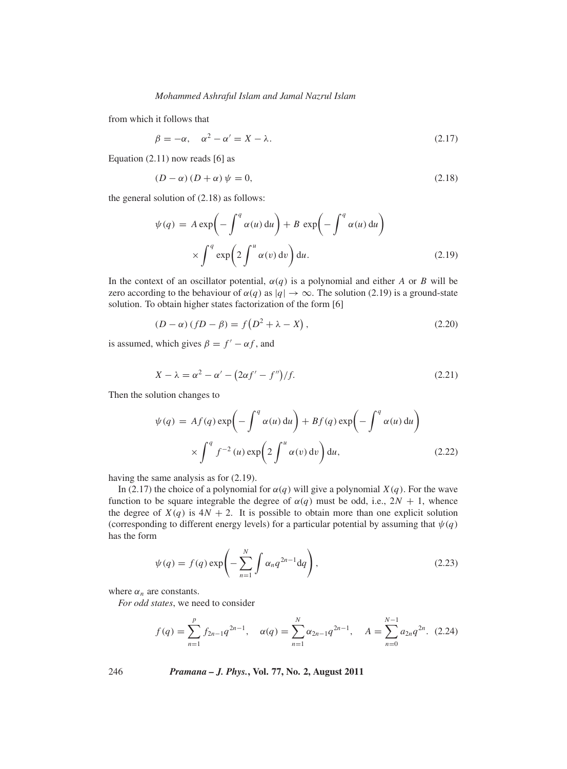from which it follows that

$$\beta = -\alpha, \quad \alpha^2 - \alpha' = X - \lambda. \tag{2.17}$$

Equation (2.11) now reads [6] as

$$(D - \alpha)(D + \alpha)\psi = 0, \tag{2.18}$$

the general solution of (2.18) as follows:

$$\psi(q) = A \exp\left(-\int^q \alpha(u)\,\mathrm{d}u\right) + B \exp\left(-\int^q \alpha(u)\,\mathrm{d}u\right) \times \int^q \exp\left(2\int^u \alpha(v)\,\mathrm{d}v\right)\mathrm{d}u. \tag{2.19}$$

In the context of an oscillator potential, $\alpha(q)$ is a polynomial and either $A$ or $B$ will be zero according to the behaviour of $\alpha(q)$ as $|q| \to \infty$. The solution (2.19) is a ground-state solution. To obtain higher states factorization of the form [6]

$$(D - \alpha)(fD - \beta) = f\left(D^2 + \lambda - X\right), \tag{2.20}$$

is assumed, which gives $\beta = f' - \alpha f$, and

$$X - \lambda = \alpha^2 - \alpha' - \left(2\alpha f' - f''\right)/f. \tag{2.21}$$

Then the solution changes to

$$\psi(q) = Af(q)\exp\left(-\int^q \alpha(u)\,\mathrm{d}u\right) + Bf(q)\exp\left(-\int^q \alpha(u)\,\mathrm{d}u\right) \times \int^q f^{-2}(u)\exp\left(2\int^u \alpha(v)\,\mathrm{d}v\right)\mathrm{d}u, \tag{2.22}$$

having the same analysis as for (2.19).

In (2.17) the choice of a polynomial for $\alpha(q)$ will give a polynomial $X(q)$. For the wave function to be square integrable the degree of $\alpha(q)$ must be odd, i.e., $2N + 1$, whence the degree of $X(q)$ is $4N + 2$. It is possible to obtain more than one explicit solution (corresponding to different energy levels) for a particular potential by assuming that $\psi(q)$ has the form

$$\psi(q) = f(q)\exp\left(-\sum_{n=1}^{N}\int \alpha_n q^{2n-1}\mathrm{d}q\right), \tag{2.23}$$

where $\alpha_n$ are constants.

*For odd states*, we need to consider

$$f(q) = \sum_{n=1}^{p} f_{2n-1}q^{2n-1}, \quad \alpha(q) = \sum_{n=1}^{N} \alpha_{2n-1}q^{2n-1}, \quad A = \sum_{n=0}^{N-1} a_{2n}q^{2n}. \tag{2.24}$$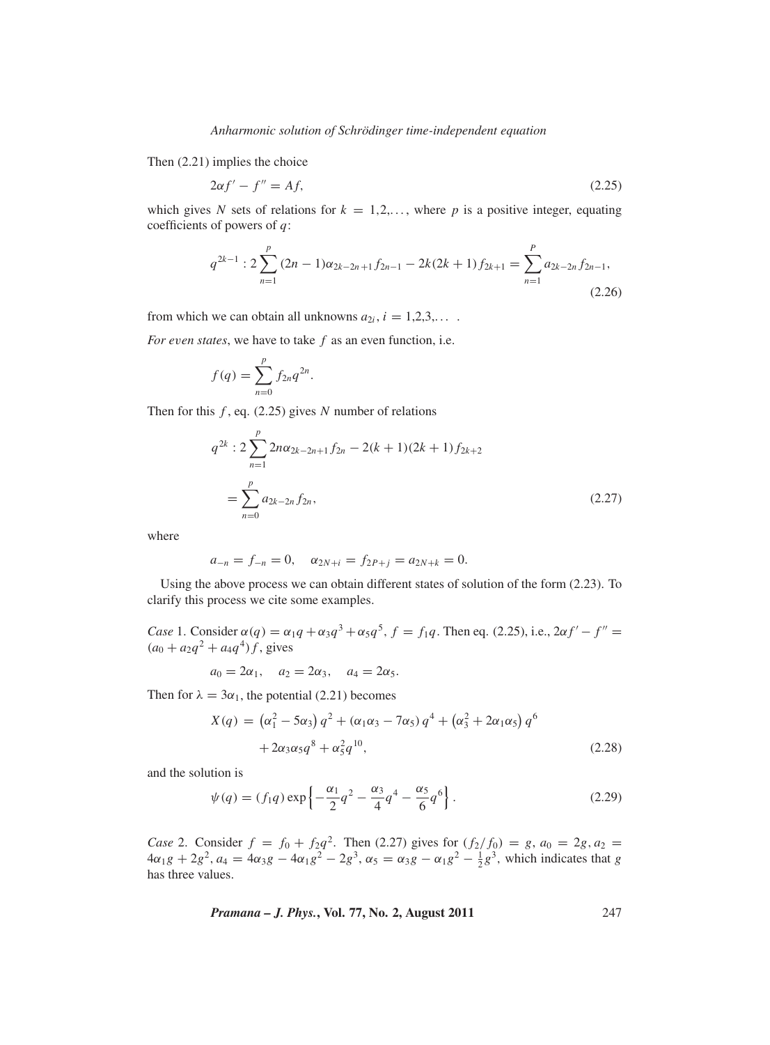Then (2.21) implies the choice

$$2\alpha f' - f'' = Af, \tag{2.25}$$

which gives $N$ sets of relations for $k = 1,2,\ldots,$ where $p$ is a positive integer, equating coefficients of powers of $q$:

$$q^{2k-1} : 2\sum_{n=1}^{p}(2n-1)\alpha_{2k-2n+1}f_{2n-1} - 2k(2k+1)f_{2k+1} = \sum_{n=1}^{P} a_{2k-2n}f_{2n-1}, \tag{2.26}$$

from which we can obtain all unknowns $a_{2i}$, $i = 1,2,3,\ldots$ .

*For even states*, we have to take $f$ as an even function, i.e.

$$f(q) = \sum_{n=0}^{p} f_{2n}q^{2n}.$$

Then for this $f$, eq. (2.25) gives $N$ number of relations

$$\begin{aligned} q^{2k} &: 2\sum_{n=1}^{p} 2n\alpha_{2k-2n+1}f_{2n} - 2(k+1)(2k+1)f_{2k+2} \\ &= \sum_{n=0}^{p} a_{2k-2n}f_{2n}, \end{aligned} \tag{2.27}$$

where

$$a_{-n} = f_{-n} = 0, \quad \alpha_{2N+i} = f_{2P+j} = a_{2N+k} = 0.$$

Using the above process we can obtain different states of solution of the form (2.23). To clarify this process we cite some examples.

*Case* 1. Consider $\alpha(q) = \alpha_1 q + \alpha_3 q^3 + \alpha_5 q^5$, $f = f_1 q$. Then eq. (2.25), i.e., $2\alpha f' - f'' = (a_0 + a_2 q^2 + a_4 q^4)f$, gives

$$a_0 = 2\alpha_1, \quad a_2 = 2\alpha_3, \quad a_4 = 2\alpha_5.$$

Then for $\lambda = 3\alpha_1$, the potential (2.21) becomes

$$\begin{aligned} X(q) = &\left(\alpha_1^2 - 5\alpha_3\right)q^2 + \left(\alpha_1\alpha_3 - 7\alpha_5\right)q^4 + \left(\alpha_3^2 + 2\alpha_1\alpha_5\right)q^6 \\ &+ 2\alpha_3\alpha_5 q^8 + \alpha_5^2 q^{10}, \end{aligned} \tag{2.28}$$

and the solution is

$$\psi(q) = (f_1 q)\exp\left\{-\frac{\alpha_1}{2}q^2 - \frac{\alpha_3}{4}q^4 - \frac{\alpha_5}{6}q^6\right\}. \tag{2.29}$$

*Case* 2. Consider $f = f_0 + f_2 q^2$. Then (2.27) gives for $(f_2/f_0) = g$, $a_0 = 2g$, $a_2 = 4\alpha_1 g + 2g^2$, $a_4 = 4\alpha_3 g - 4\alpha_1 g^2 - 2g^3$, $\alpha_5 = \alpha_3 g - \alpha_1 g^2 - \frac{1}{2}g^3$, which indicates that $g$ has three values.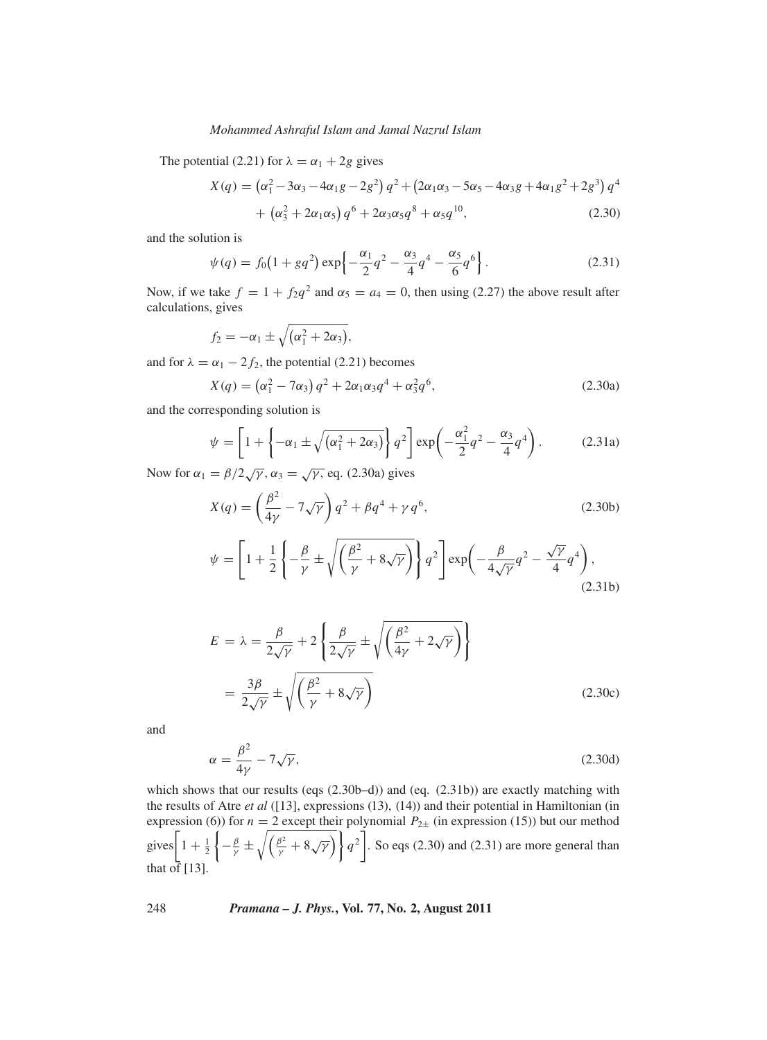The potential (2.21) for $\lambda = \alpha_1 + 2g$ gives

$$X(q) = \left(\alpha_1^2 - 3\alpha_3 - 4\alpha_1 g - 2g^2\right) q^2 + \left(2\alpha_1\alpha_3 - 5\alpha_5 - 4\alpha_3 g + 4\alpha_1 g^2 + 2g^3\right) q^4 + \left(\alpha_3^2 + 2\alpha_1\alpha_5\right) q^6 + 2\alpha_3\alpha_5 q^8 + \alpha_5 q^{10}, \tag{2.30}$$

and the solution is

$$\psi(q) = f_0\left(1 + gq^2\right) \exp\left\{-\frac{\alpha_1}{2}q^2 - \frac{\alpha_3}{4}q^4 - \frac{\alpha_5}{6}q^6\right\}. \tag{2.31}$$

Now, if we take $f = 1 + f_2 q^2$ and $\alpha_5 = a_4 = 0$, then using (2.27) the above result after calculations, gives

$$f_2 = -\alpha_1 \pm \sqrt{\left(\alpha_1^2 + 2\alpha_3\right)},$$

and for $\lambda = \alpha_1 - 2f_2$, the potential (2.21) becomes

$$X(q) = \left(\alpha_1^2 - 7\alpha_3\right) q^2 + 2\alpha_1\alpha_3 q^4 + \alpha_3^2 q^6, \tag{2.30a}$$

and the corresponding solution is

$$\psi = \left[1 + \left\{-\alpha_1 \pm \sqrt{\left(\alpha_1^2 + 2\alpha_3\right)}\right\} q^2\right] \exp\left(-\frac{\alpha_1^2}{2}q^2 - \frac{\alpha_3}{4}q^4\right). \tag{2.31a}$$

Now for $\alpha_1 = \beta/2\sqrt{\gamma}, \alpha_3 = \sqrt{\gamma},$ eq. (2.30a) gives

$$X(q) = \left(\frac{\beta^2}{4\gamma} - 7\sqrt{\gamma}\right) q^2 + \beta q^4 + \gamma q^6, \tag{2.30b}$$

$$\psi = \left[1 + \frac{1}{2}\left\{-\frac{\beta}{\gamma} \pm \sqrt{\left(\frac{\beta^2}{\gamma} + 8\sqrt{\gamma}\right)}\right\} q^2\right] \exp\left(-\frac{\beta}{4\sqrt{\gamma}}q^2 - \frac{\sqrt{\gamma}}{4}q^4\right), \tag{2.31b}$$

$$E = \lambda = \frac{\beta}{2\sqrt{\gamma}} + 2\left\{\frac{\beta}{2\sqrt{\gamma}} \pm \sqrt{\left(\frac{\beta^2}{4\gamma} + 2\sqrt{\gamma}\right)}\right\} = \frac{3\beta}{2\sqrt{\gamma}} \pm \sqrt{\left(\frac{\beta^2}{\gamma} + 8\sqrt{\gamma}\right)} \tag{2.30c}$$

and

$$\alpha = \frac{\beta^2}{4\gamma} - 7\sqrt{\gamma}, \tag{2.30d}$$

which shows that our results (eqs (2.30b–d)) and (eq. (2.31b)) are exactly matching with the results of Atre *et al* ([13], expressions (13), (14)) and their potential in Hamiltonian (in expression (6)) for $n = 2$ except their polynomial $P_{2\pm}$ (in expression (15)) but our method gives $\left[1 + \frac{1}{2}\left\{-\frac{\beta}{\gamma} \pm \sqrt{\left(\frac{\beta^2}{\gamma} + 8\sqrt{\gamma}\right)}\right\} q^2\right]$. So eqs (2.30) and (2.31) are more general than that of [13].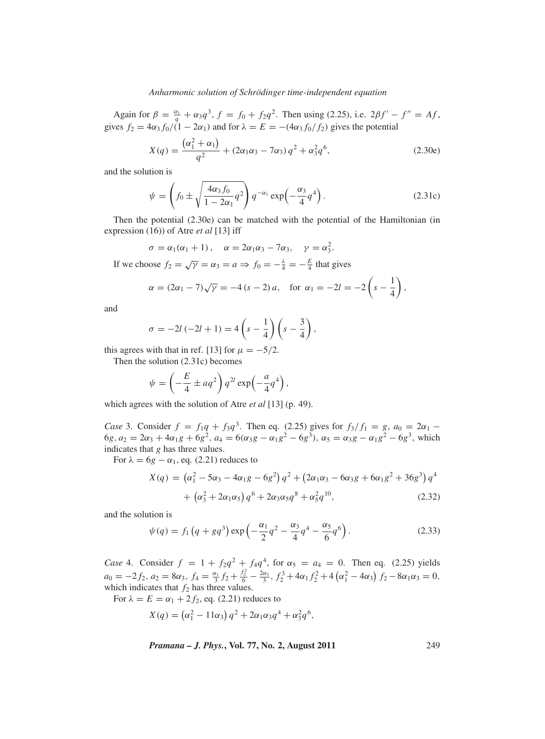Again for $\beta = \frac{\alpha_1}{q} + \alpha_3 q^3$, $f = f_0 + f_2 q^2$. Then using (2.25), i.e. $2\beta f' - f'' = Af$, gives $f_2 = 4\alpha_3 f_0/(1 - 2\alpha_1)$ and for $\lambda = E = -(4\alpha_3 f_0/f_2)$ gives the potential

$$X(q) = \frac{\left(\alpha_1^2 + \alpha_1\right)}{q^2} + (2\alpha_1\alpha_3 - 7\alpha_3)\, q^2 + \alpha_3^2 q^6, \tag{2.30e}$$

and the solution is

$$\psi = \left( f_0 \pm \sqrt{\frac{4\alpha_3 f_0}{1 - 2\alpha_1} q^2} \right) q^{-\alpha_1} \exp\left( -\frac{\alpha_3}{4} q^4 \right). \tag{2.31c}$$

Then the potential (2.30e) can be matched with the potential of the Hamiltonian (in expression (16)) of Atre *et al* [13] iff

$$\sigma = \alpha_1(\alpha_1 + 1)\,, \quad \alpha = 2\alpha_1\alpha_3 - 7\alpha_3, \quad \gamma = \alpha_3^2.$$

If we choose $f_2 = \sqrt{\gamma} = \alpha_3 = a \Rightarrow f_0 = -\frac{\lambda}{4} = -\frac{E}{4}$ that gives

$$\alpha = (2\alpha_1 - 7)\sqrt{\gamma} = -4\,(s - 2)\, a, \quad \text{for } \alpha_1 = -2l = -2\left( s - \frac{1}{4} \right),$$

and

$$\sigma = -2l\,(-2l + 1) = 4\left( s - \frac{1}{4} \right)\left( s - \frac{3}{4} \right),$$

this agrees with that in ref. [13] for $\mu = -5/2$.

Then the solution (2.31c) becomes

$$\psi = \left( -\frac{E}{4} \pm a q^2 \right) q^{2l} \exp\left( -\frac{a}{4} q^4 \right),$$

which agrees with the solution of Atre *et al* [13] (p. 49).

*Case* 3. Consider $f = f_1 q + f_3 q^3$. Then eq. (2.25) gives for $f_3/f_1 = g$, $a_0 = 2\alpha_1 - 6g$, $a_2 = 2\alpha_3 + 4\alpha_1 g + 6g^2$, $a_4 = 6(\alpha_3 g - \alpha_1 g^2 - 6g^3)$, $\alpha_5 = \alpha_3 g - \alpha_1 g^2 - 6g^3$, which indicates that $g$ has three values.

For $\lambda = 6g - \alpha_1$, eq. (2.21) reduces to

$$\begin{aligned} X(q) = &\left( \alpha_1^2 - 5\alpha_3 - 4\alpha_1 g - 6g^2 \right) q^2 + \left( 2\alpha_1\alpha_3 - 6\alpha_3 g + 6\alpha_1 g^2 + 36g^3 \right) q^4 \\ &+ \left( \alpha_3^2 + 2\alpha_1\alpha_5 \right) q^6 + 2\alpha_3\alpha_5 q^8 + \alpha_5^2 q^{10}, \end{aligned} \tag{2.32}$$

and the solution is

$$\psi(q) = f_1 \left( q + g q^3 \right) \exp\left( -\frac{\alpha_1}{2} q^2 - \frac{\alpha_3}{4} q^4 - \frac{\alpha_5}{6} q^6 \right). \tag{2.33}$$

*Case* 4. Consider $f = 1 + f_2 q^2 + f_4 q^4$, for $\alpha_5 = a_4 = 0$. Then eq. (2.25) yields $a_0 = -2f_2$, $a_2 = 8\alpha_3$, $f_4 = \frac{\alpha_1}{3} f_2 + \frac{f_2^2}{6} - \frac{2\alpha_3}{3}$, $f_2^3 + 4\alpha_1 f_2^2 + 4\left( \alpha_1^2 - 4\alpha_3 \right) f_2 - 8\alpha_1\alpha_3 = 0$, which indicates that $f_2$ has three values.

For $\lambda = E = \alpha_1 + 2f_2$, eq. (2.21) reduces to

$$X(q) = \left( \alpha_1^2 - 11\alpha_3 \right) q^2 + 2\alpha_1\alpha_3 q^4 + \alpha_3^2 q^6,$$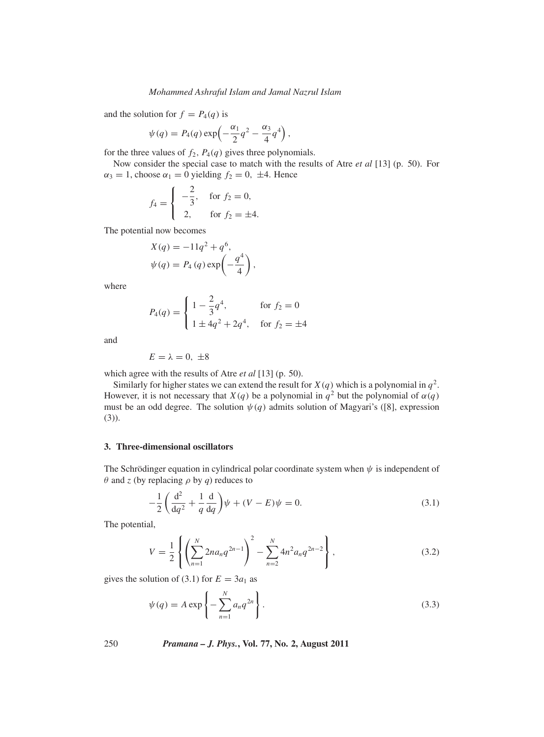and the solution for $f = P_4(q)$ is

$$\psi(q) = P_4(q) \exp\left(-\frac{\alpha_1}{2}q^2 - \frac{\alpha_3}{4}q^4\right),$$

for the three values of $f_2$, $P_4(q)$ gives three polynomials.

Now consider the special case to match with the results of Atre *et al* [13] (p. 50). For $\alpha_3 = 1$, choose $\alpha_1 = 0$ yielding $f_2 = 0, \pm 4$. Hence

$$f_4 = \begin{cases} -\dfrac{2}{3}, & \text{for } f_2 = 0, \\ 2, & \text{for } f_2 = \pm 4. \end{cases}$$

The potential now becomes

$$X(q) = -11q^2 + q^6,$$
$$\psi(q) = P_4(q) \exp\left(-\frac{q^4}{4}\right),$$

where

$$P_4(q) = \begin{cases} 1 - \dfrac{2}{3}q^4, & \text{for } f_2 = 0 \\ 1 \pm 4q^2 + 2q^4, & \text{for } f_2 = \pm 4 \end{cases}$$

and

$$E = \lambda = 0, \ \pm 8$$

which agree with the results of Atre *et al* [13] (p. 50).

Similarly for higher states we can extend the result for $X(q)$ which is a polynomial in $q^2$. However, it is not necessary that $X(q)$ be a polynomial in $q^2$ but the polynomial of $\alpha(q)$ must be an odd degree. The solution $\psi(q)$ admits solution of Magyari's ([8], expression (3)).

## 3. Three-dimensional oscillators

The Schrödinger equation in cylindrical polar coordinate system when $\psi$ is independent of $\theta$ and $z$ (by replacing $\rho$ by $q$) reduces to

$$-\frac{1}{2}\left(\frac{\mathrm{d}^2}{\mathrm{d}q^2} + \frac{1}{q}\frac{\mathrm{d}}{\mathrm{d}q}\right)\psi + (V - E)\psi = 0. \tag{3.1}$$

The potential,

$$V = \frac{1}{2}\left\{\left(\sum_{n=1}^{N} 2na_n q^{2n-1}\right)^2 - \sum_{n=2}^{N} 4n^2 a_n q^{2n-2}\right\}, \tag{3.2}$$

gives the solution of (3.1) for $E = 3a_1$ as

$$\psi(q) = A \exp\left\{-\sum_{n=1}^{N} a_n q^{2n}\right\}. \tag{3.3}$$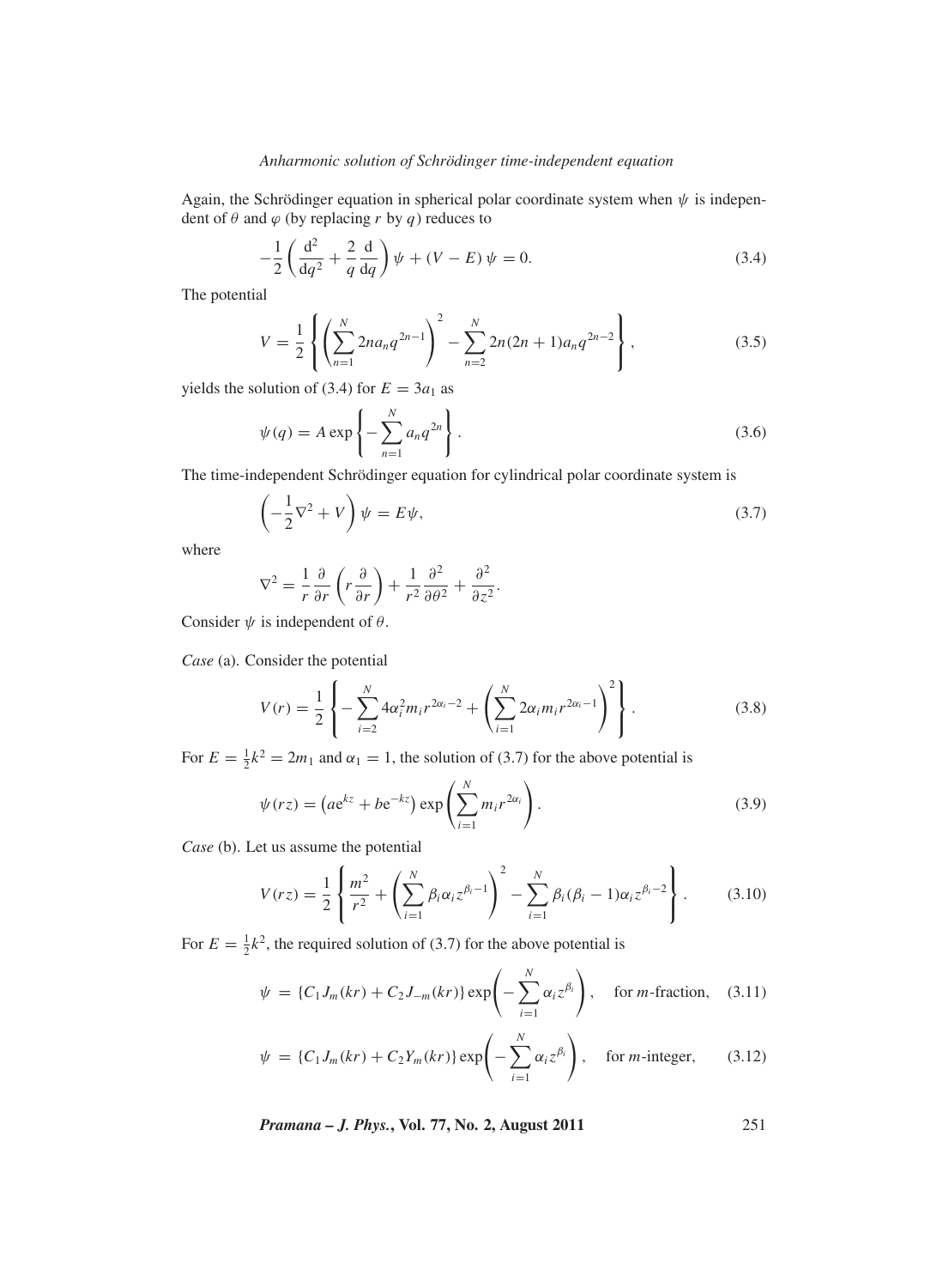Again, the Schrödinger equation in spherical polar coordinate system when $\psi$ is independent of $\theta$ and $\varphi$ (by replacing $r$ by $q$) reduces to

$$-\frac{1}{2}\left(\frac{\mathrm{d}^2}{\mathrm{d}q^2}+\frac{2}{q}\frac{\mathrm{d}}{\mathrm{d}q}\right)\psi+(V-E)\,\psi=0. \tag{3.4}$$

The potential

$$V=\frac{1}{2}\left\{\left(\sum_{n=1}^{N}2na_nq^{2n-1}\right)^2-\sum_{n=2}^{N}2n(2n+1)a_nq^{2n-2}\right\}, \tag{3.5}$$

yields the solution of (3.4) for $E=3a_1$ as

$$\psi(q)=A\exp\left\{-\sum_{n=1}^{N}a_nq^{2n}\right\}. \tag{3.6}$$

The time-independent Schrödinger equation for cylindrical polar coordinate system is

$$\left(-\frac{1}{2}\nabla^2+V\right)\psi=E\psi, \tag{3.7}$$

where

$$\nabla^2=\frac{1}{r}\frac{\partial}{\partial r}\left(r\frac{\partial}{\partial r}\right)+\frac{1}{r^2}\frac{\partial^2}{\partial\theta^2}+\frac{\partial^2}{\partial z^2}.$$

Consider $\psi$ is independent of $\theta$.

*Case* (a). Consider the potential

$$V(r)=\frac{1}{2}\left\{-\sum_{i=2}^{N}4\alpha_i^2m_ir^{2\alpha_i-2}+\left(\sum_{i=1}^{N}2\alpha_im_ir^{2\alpha_i-1}\right)^2\right\}. \tag{3.8}$$

For $E=\frac{1}{2}k^2=2m_1$ and $\alpha_1=1$, the solution of (3.7) for the above potential is

$$\psi(rz)=\left(a\mathrm{e}^{kz}+b\mathrm{e}^{-kz}\right)\exp\left(\sum_{i=1}^{N}m_ir^{2\alpha_i}\right). \tag{3.9}$$

*Case* (b). Let us assume the potential

$$V(rz)=\frac{1}{2}\left\{\frac{m^2}{r^2}+\left(\sum_{i=1}^{N}\beta_i\alpha_iz^{\beta_i-1}\right)^2-\sum_{i=1}^{N}\beta_i(\beta_i-1)\alpha_iz^{\beta_i-2}\right\}. \tag{3.10}$$

For $E=\frac{1}{2}k^2$, the required solution of (3.7) for the above potential is

$$\psi=\{C_1J_m(kr)+C_2J_{-m}(kr)\}\exp\left(-\sum_{i=1}^{N}\alpha_iz^{\beta_i}\right),\quad \text{for } m\text{-fraction}, \tag{3.11}$$

$$\psi=\{C_1J_m(kr)+C_2Y_m(kr)\}\exp\left(-\sum_{i=1}^{N}\alpha_iz^{\beta_i}\right),\quad \text{for } m\text{-integer}, \tag{3.12}$$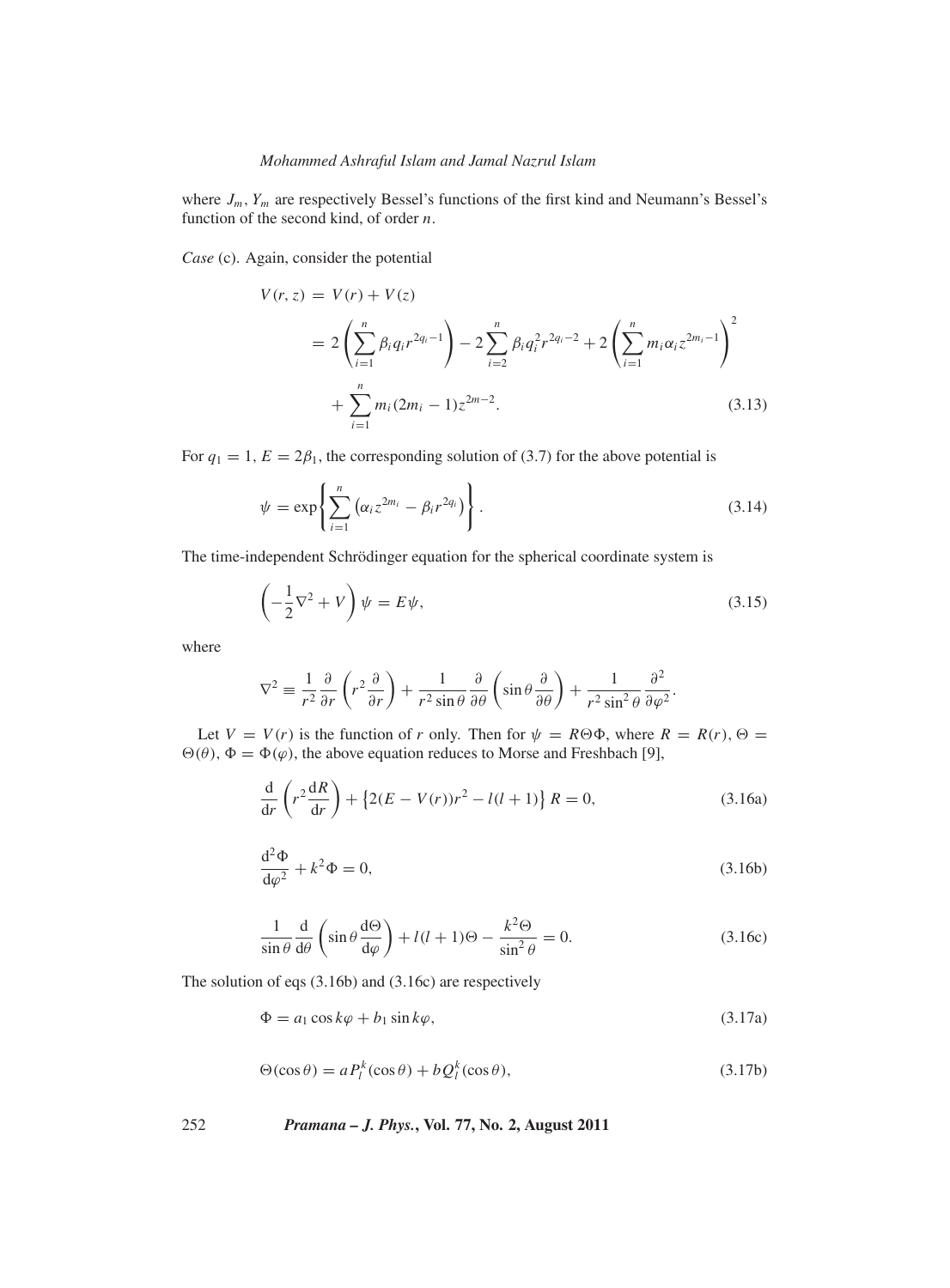where $J_m$, $Y_m$ are respectively Bessel's functions of the first kind and Neumann's Bessel's function of the second kind, of order $n$.

*Case* (c). Again, consider the potential

$$\begin{aligned} V(r,z) &= V(r) + V(z) \\ &= 2\left(\sum_{i=1}^{n} \beta_i q_i r^{2q_i - 1}\right) - 2\sum_{i=2}^{n} \beta_i q_i^2 r^{2q_i - 2} + 2\left(\sum_{i=1}^{n} m_i \alpha_i z^{2m_i - 1}\right)^2 \\ &\quad + \sum_{i=1}^{n} m_i (2m_i - 1) z^{2m-2}. \end{aligned} \tag{3.13}$$

For $q_1 = 1$, $E = 2\beta_1$, the corresponding solution of (3.7) for the above potential is

$$\psi = \exp\left\{\sum_{i=1}^{n} \left(\alpha_i z^{2m_i} - \beta_i r^{2q_i}\right)\right\}. \tag{3.14}$$

The time-independent Schrödinger equation for the spherical coordinate system is

$$\left(-\frac{1}{2}\nabla^2 + V\right)\psi = E\psi, \tag{3.15}$$

where

$$\nabla^2 \equiv \frac{1}{r^2}\frac{\partial}{\partial r}\left(r^2 \frac{\partial}{\partial r}\right) + \frac{1}{r^2 \sin\theta}\frac{\partial}{\partial \theta}\left(\sin\theta \frac{\partial}{\partial \theta}\right) + \frac{1}{r^2 \sin^2\theta}\frac{\partial^2}{\partial \varphi^2}.$$

Let $V = V(r)$ is the function of $r$ only. Then for $\psi = R\Theta\Phi$, where $R = R(r)$, $\Theta = \Theta(\theta)$, $\Phi = \Phi(\varphi)$, the above equation reduces to Morse and Freshbach [9],

$$\frac{\mathrm{d}}{\mathrm{d}r}\left(r^2 \frac{\mathrm{d}R}{\mathrm{d}r}\right) + \left\{2(E - V(r))r^2 - l(l+1)\right\} R = 0, \tag{3.16a}$$

$$\frac{\mathrm{d}^2\Phi}{\mathrm{d}\varphi^2} + k^2 \Phi = 0, \tag{3.16b}$$

$$\frac{1}{\sin\theta}\frac{\mathrm{d}}{\mathrm{d}\theta}\left(\sin\theta \frac{\mathrm{d}\Theta}{\mathrm{d}\varphi}\right) + l(l+1)\Theta - \frac{k^2 \Theta}{\sin^2\theta} = 0. \tag{3.16c}$$

The solution of eqs (3.16b) and (3.16c) are respectively

$$\Phi = a_1 \cos k\varphi + b_1 \sin k\varphi, \tag{3.17a}$$

$$\Theta(\cos\theta) = a P_l^k(\cos\theta) + b Q_l^k(\cos\theta), \tag{3.17b}$$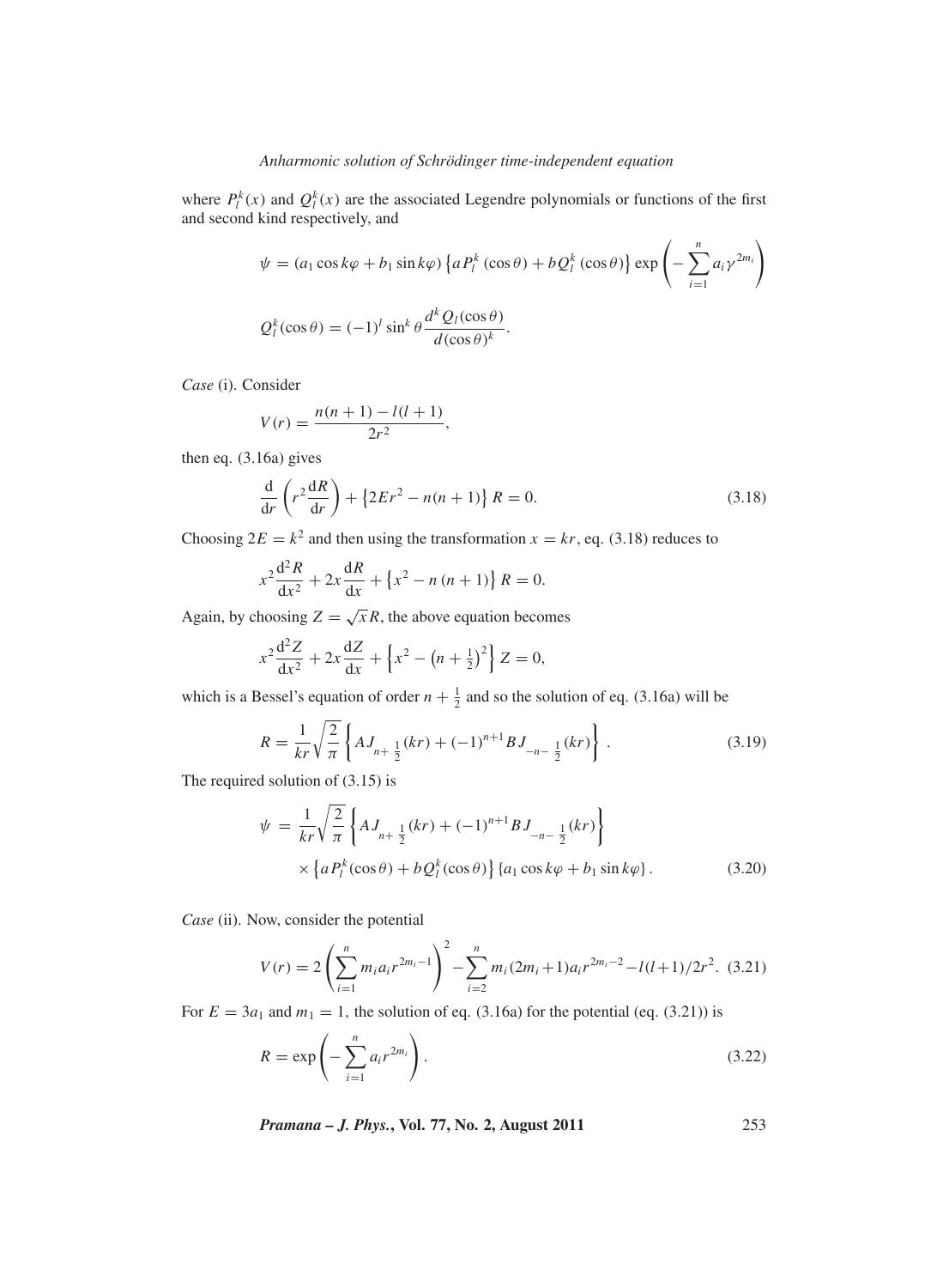where $P_l^k(x)$ and $Q_l^k(x)$ are the associated Legendre polynomials or functions of the first and second kind respectively, and

$$\psi = (a_1 \cos k\varphi + b_1 \sin k\varphi) \left\{a P_l^k(\cos\theta) + b Q_l^k(\cos\theta)\right\} \exp\left(-\sum_{i=1}^{n} a_i \gamma^{2m_i}\right)$$

$$Q_l^k(\cos\theta) = (-1)^l \sin^k\theta \frac{d^k Q_l(\cos\theta)}{d(\cos\theta)^k}.$$

*Case* (i). Consider

$$V(r) = \frac{n(n+1) - l(l+1)}{2r^2},$$

then eq. (3.16a) gives

$$\frac{\mathrm{d}}{\mathrm{d}r}\left(r^2 \frac{\mathrm{d}R}{\mathrm{d}r}\right) + \left\{2Er^2 - n(n+1)\right\} R = 0. \tag{3.18}$$

Choosing $2E = k^2$ and then using the transformation $x = kr$, eq. (3.18) reduces to

$$x^2 \frac{\mathrm{d}^2 R}{\mathrm{d}x^2} + 2x \frac{\mathrm{d}R}{\mathrm{d}x} + \left\{x^2 - n(n+1)\right\} R = 0.$$

Again, by choosing $Z = \sqrt{x} R$, the above equation becomes

$$x^2 \frac{\mathrm{d}^2 Z}{\mathrm{d}x^2} + 2x \frac{\mathrm{d}Z}{\mathrm{d}x} + \left\{x^2 - \left(n + \tfrac{1}{2}\right)^2\right\} Z = 0,$$

which is a Bessel's equation of order $n + \frac{1}{2}$ and so the solution of eq. (3.16a) will be

$$R = \frac{1}{kr}\sqrt{\frac{2}{\pi}} \left\{A J_{n+\frac{1}{2}}(kr) + (-1)^{n+1} B J_{-n-\frac{1}{2}}(kr)\right\}. \tag{3.19}$$

The required solution of (3.15) is

$$\begin{aligned}\psi &= \frac{1}{kr}\sqrt{\frac{2}{\pi}} \left\{A J_{n+\frac{1}{2}}(kr) + (-1)^{n+1} B J_{-n-\frac{1}{2}}(kr)\right\} \\ &\quad \times \left\{a P_l^k(\cos\theta) + b Q_l^k(\cos\theta)\right\} \left\{a_1 \cos k\varphi + b_1 \sin k\varphi\right\}.\end{aligned} \tag{3.20}$$

*Case* (ii). Now, consider the potential

$$V(r) = 2\left(\sum_{i=1}^{n} m_i a_i r^{2m_i - 1}\right)^2 - \sum_{i=2}^{n} m_i(2m_i + 1) a_i r^{2m_i - 2} - l(l+1)/2r^2. \tag{3.21}$$

For $E = 3a_1$ and $m_1 = 1$, the solution of eq. (3.16a) for the potential (eq. (3.21)) is

$$R = \exp\left(-\sum_{i=1}^{n} a_i r^{2m_i}\right). \tag{3.22}$$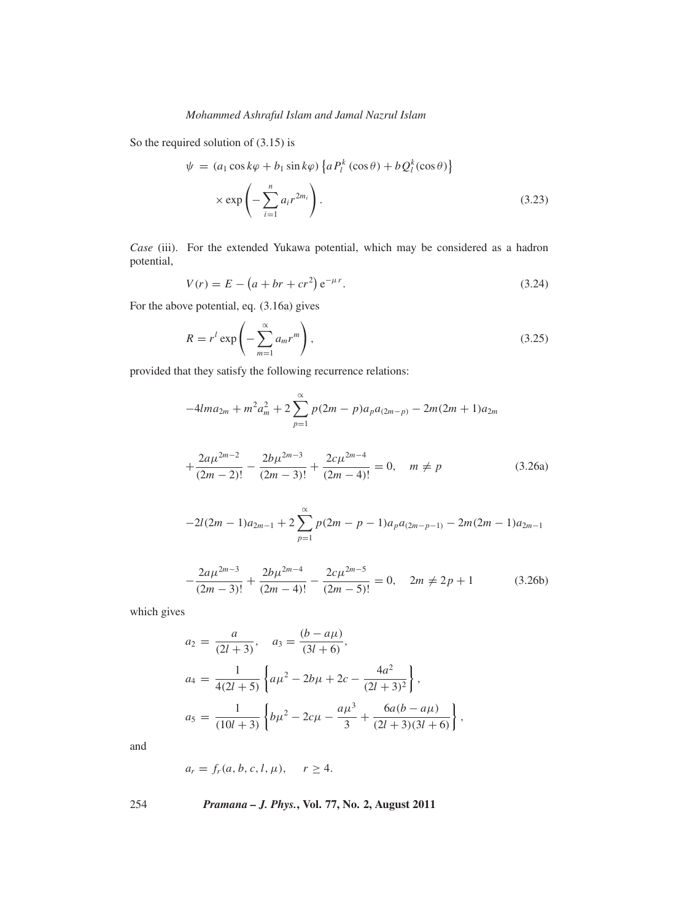So the required solution of (3.15) is

$$\psi = (a_1 \cos k\varphi + b_1 \sin k\varphi) \left\{ a P_l^k(\cos\theta) + b Q_l^k(\cos\theta) \right\} \times \exp\left( -\sum_{i=1}^{n} a_i r^{2m_i} \right). \tag{3.23}$$

*Case* (iii). For the extended Yukawa potential, which may be considered as a hadron potential,

$$V(r) = E - \left(a + br + cr^2\right) \mathrm{e}^{-\mu r}. \tag{3.24}$$

For the above potential, eq. (3.16a) gives

$$R = r^l \exp\left( -\sum_{m=1}^{\infty} a_m r^m \right), \tag{3.25}$$

provided that they satisfy the following recurrence relations:

$$-4lma_{2m} + m^2 a_m^2 + 2\sum_{p=1}^{\infty} p(2m-p) a_p a_{(2m-p)} - 2m(2m+1)a_{2m}$$

$$+\frac{2a\mu^{2m-2}}{(2m-2)!} - \frac{2b\mu^{2m-3}}{(2m-3)!} + \frac{2c\mu^{2m-4}}{(2m-4)!} = 0, \quad m \neq p \tag{3.26a}$$

$$-2l(2m-1)a_{2m-1} + 2\sum_{p=1}^{\infty} p(2m-p-1) a_p a_{(2m-p-1)} - 2m(2m-1)a_{2m-1}$$

$$-\frac{2a\mu^{2m-3}}{(2m-3)!} + \frac{2b\mu^{2m-4}}{(2m-4)!} - \frac{2c\mu^{2m-5}}{(2m-5)!} = 0, \quad 2m \neq 2p+1 \tag{3.26b}$$

which gives

$$a_2 = \frac{a}{(2l+3)}, \quad a_3 = \frac{(b - a\mu)}{(3l+6)},$$

$$a_4 = \frac{1}{4(2l+5)} \left\{ a\mu^2 - 2b\mu + 2c - \frac{4a^2}{(2l+3)^2} \right\},$$

$$a_5 = \frac{1}{(10l+3)} \left\{ b\mu^2 - 2c\mu - \frac{a\mu^3}{3} + \frac{6a(b-a\mu)}{(2l+3)(3l+6)} \right\},$$

and

$$a_r = f_r(a, b, c, l, \mu), \quad r \geq 4.$$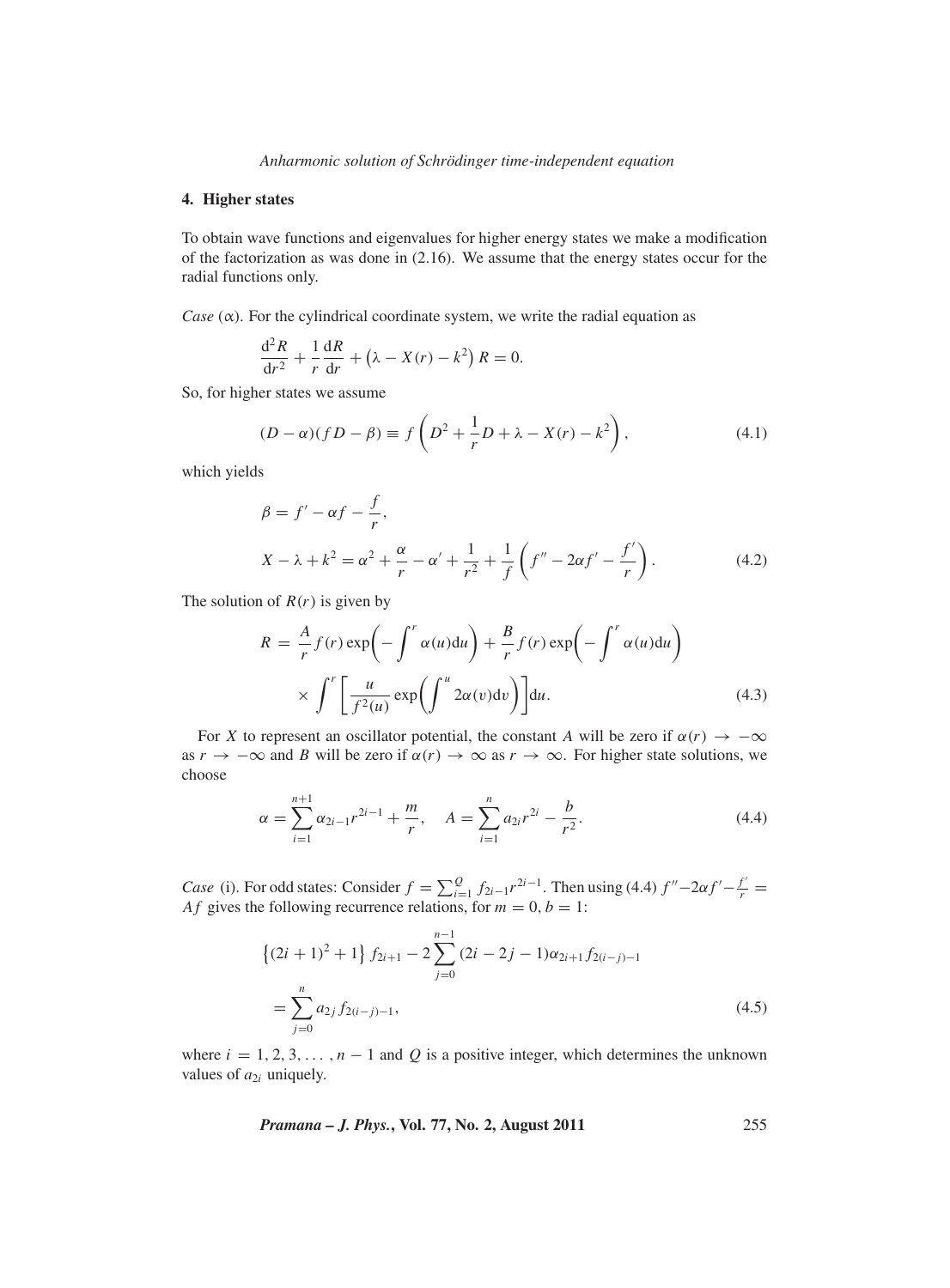## 4. Higher states

To obtain wave functions and eigenvalues for higher energy states we make a modification of the factorization as was done in (2.16). We assume that the energy states occur for the radial functions only.

*Case* (α). For the cylindrical coordinate system, we write the radial equation as

$$\frac{\mathrm{d}^2 R}{\mathrm{d}r^2} + \frac{1}{r}\frac{\mathrm{d}R}{\mathrm{d}r} + \left(\lambda - X(r) - k^2\right) R = 0.$$

So, for higher states we assume

$$(D-\alpha)(fD-\beta) \equiv f\left(D^2 + \frac{1}{r}D + \lambda - X(r) - k^2\right), \tag{4.1}$$

which yields

$$\begin{aligned} \beta &= f' - \alpha f - \frac{f}{r}, \\ X - \lambda + k^2 &= \alpha^2 + \frac{\alpha}{r} - \alpha' + \frac{1}{r^2} + \frac{1}{f}\left(f'' - 2\alpha f' - \frac{f'}{r}\right). \end{aligned} \tag{4.2}$$

The solution of $R(r)$ is given by

$$\begin{aligned} R = {} & \frac{A}{r} f(r) \exp\!\left(-\int^r \alpha(u)\mathrm{d}u\right) + \frac{B}{r} f(r) \exp\!\left(-\int^r \alpha(u)\mathrm{d}u\right) \\ & \times \int^r \left[\frac{u}{f^2(u)} \exp\!\left(\int^u 2\alpha(v)\mathrm{d}v\right)\right]\mathrm{d}u. \end{aligned} \tag{4.3}$$

For $X$ to represent an oscillator potential, the constant $A$ will be zero if $\alpha(r) \to -\infty$ as $r \to -\infty$ and $B$ will be zero if $\alpha(r) \to \infty$ as $r \to \infty$. For higher state solutions, we choose

$$\alpha = \sum_{i=1}^{n+1} \alpha_{2i-1} r^{2i-1} + \frac{m}{r}, \quad A = \sum_{i=1}^{n} a_{2i} r^{2i} - \frac{b}{r^2}. \tag{4.4}$$

*Case* (i). For odd states: Consider $f = \sum_{i=1}^{Q} f_{2i-1} r^{2i-1}$. Then using (4.4) $f'' - 2\alpha f' - \frac{f'}{r} = Af$ gives the following recurrence relations, for $m = 0, b = 1$:

$$\begin{aligned} & \left\{(2i+1)^2 + 1\right\} f_{2i+1} - 2\sum_{j=0}^{n-1} (2i - 2j - 1)\alpha_{2i+1} f_{2(i-j)-1} \\ & = \sum_{j=0}^{n} a_{2j} f_{2(i-j)-1}, \end{aligned} \tag{4.5}$$

where $i = 1, 2, 3, \ldots, n-1$ and $Q$ is a positive integer, which determines the unknown values of $a_{2i}$ uniquely.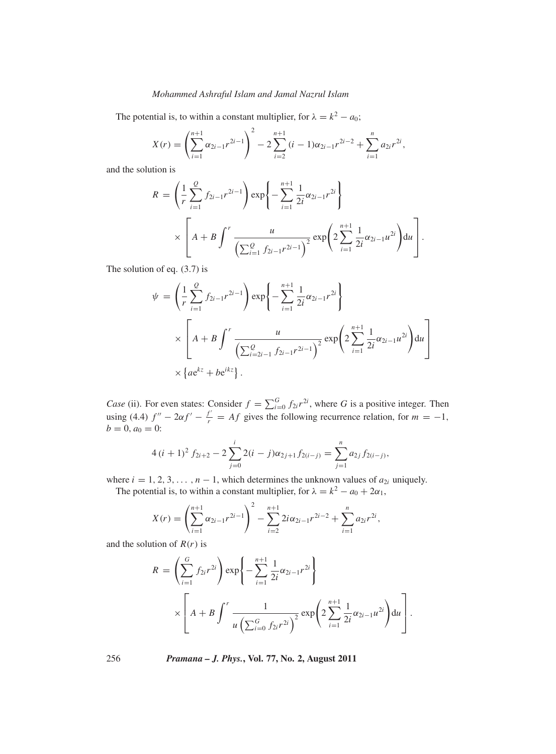The potential is, to within a constant multiplier, for $\lambda = k^2 - a_0$;

$$X(r) = \left( \sum_{i=1}^{n+1} \alpha_{2i-1} r^{2i-1} \right)^2 - 2 \sum_{i=2}^{n+1} (i-1) \alpha_{2i-1} r^{2i-2} + \sum_{i=1}^{n} a_{2i} r^{2i},$$

and the solution is

$$R = \left( \frac{1}{r} \sum_{i=1}^{Q} f_{2i-1} r^{2i-1} \right) \exp\left\{ - \sum_{i=1}^{n+1} \frac{1}{2i} \alpha_{2i-1} r^{2i} \right\} \times \left[ A + B \int^r \frac{u}{\left( \sum_{i=1}^{Q} f_{2i-1} r^{2i-1} \right)^2} \exp\left( 2 \sum_{i=1}^{n+1} \frac{1}{2i} \alpha_{2i-1} u^{2i} \right) \mathrm{d}u \right].$$

The solution of eq. (3.7) is

$$\psi = \left( \frac{1}{r} \sum_{i=1}^{Q} f_{2i-1} r^{2i-1} \right) \exp\left\{ - \sum_{i=1}^{n+1} \frac{1}{2i} \alpha_{2i-1} r^{2i} \right\} \times \left[ A + B \int^r \frac{u}{\left( \sum_{i=2i-1}^{Q} f_{2i-1} r^{2i-1} \right)^2} \exp\left( 2 \sum_{i=1}^{n+1} \frac{1}{2i} \alpha_{2i-1} u^{2i} \right) \mathrm{d}u \right] \times \left\{ a \mathrm{e}^{kz} + b \mathrm{e}^{ikz} \right\}.$$

*Case* (ii). For even states: Consider $f = \sum_{i=0}^{G} f_{2i} r^{2i}$, where $G$ is a positive integer. Then using (4.4) $f'' - 2\alpha f' - \frac{f'}{r} = Af$ gives the following recurrence relation, for $m = -1$, $b = 0$, $a_0 = 0$:

$$4\,(i+1)^2\, f_{2i+2} - 2 \sum_{j=0}^{i} 2(i-j) \alpha_{2j+1} f_{2(i-j)} = \sum_{j=1}^{n} a_{2j} f_{2(i-j)},$$

where $i = 1, 2, 3, \ldots, n-1$, which determines the unknown values of $a_{2i}$ uniquely.

The potential is, to within a constant multiplier, for $\lambda = k^2 - a_0 + 2\alpha_1$,

$$X(r) = \left( \sum_{i=1}^{n+1} \alpha_{2i-1} r^{2i-1} \right)^2 - \sum_{i=2}^{n+1} 2i \alpha_{2i-1} r^{2i-2} + \sum_{i=1}^{n} a_{2i} r^{2i},$$

and the solution of $R(r)$ is

$$R = \left( \sum_{i=1}^{G} f_{2i} r^{2i} \right) \exp\left\{ - \sum_{i=1}^{n+1} \frac{1}{2i} \alpha_{2i-1} r^{2i} \right\} \times \left[ A + B \int^r \frac{1}{u \left( \sum_{i=0}^{G} f_{2i} r^{2i} \right)^2} \exp\left( 2 \sum_{i=1}^{n+1} \frac{1}{2i} \alpha_{2i-1} u^{2i} \right) \mathrm{d}u \right].$$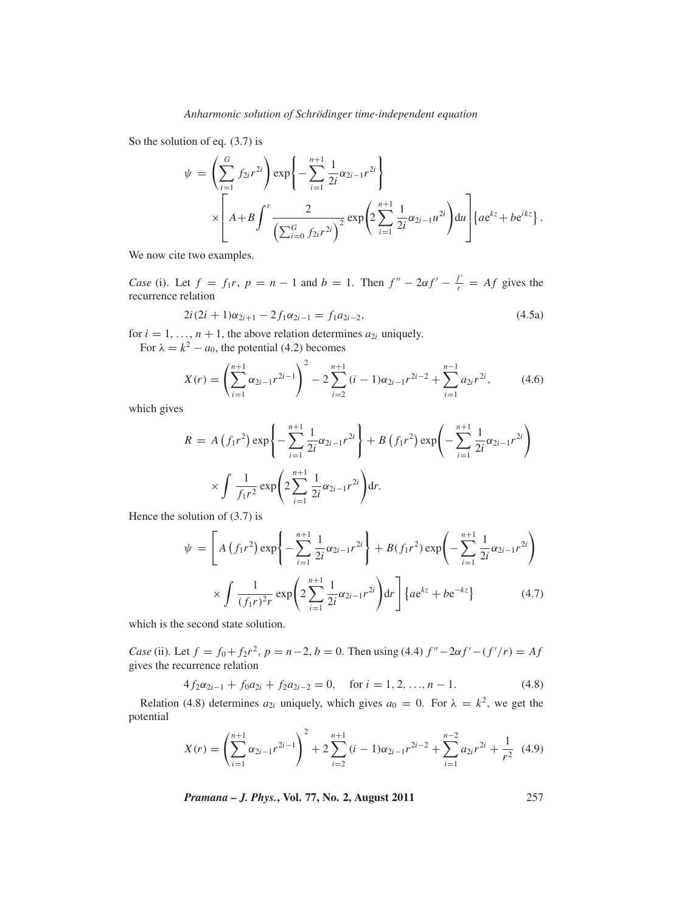So the solution of eq. (3.7) is

$$\psi = \left(\sum_{i=1}^{G} f_{2i} r^{2i}\right) \exp\left\{-\sum_{i=1}^{n+1} \frac{1}{2i}\alpha_{2i-1} r^{2i}\right\} \times \left[A + B\int^{r} \frac{2}{\left(\sum_{i=0}^{G} f_{2i} r^{2i}\right)^2} \exp\left(2\sum_{i=1}^{n+1} \frac{1}{2i}\alpha_{2i-1} u^{2i}\right) \mathrm{d}u\right] \left\{a\mathrm{e}^{kz} + b\mathrm{e}^{ikz}\right\}.$$

We now cite two examples.

*Case* (i). Let $f = f_1 r$, $p = n-1$ and $b = 1$. Then $f'' - 2\alpha f' - \frac{f'}{r} = Af$ gives the recurrence relation

$$2i(2i+1)\alpha_{2i+1} - 2f_1\alpha_{2i-1} = f_1 a_{2i-2}, \tag{4.5a}$$

for $i = 1, \ldots, n+1$, the above relation determines $a_{2i}$ uniquely.

For $\lambda = k^2 - a_0$, the potential (4.2) becomes

$$X(r) = \left(\sum_{i=1}^{n+1} \alpha_{2i-1} r^{2i-1}\right)^2 - 2\sum_{i=2}^{n+1} (i-1)\alpha_{2i-1} r^{2i-2} + \sum_{i=1}^{n-1} a_{2i} r^{2i}, \tag{4.6}$$

which gives

$$R = A\left(f_1 r^2\right) \exp\left\{-\sum_{i=1}^{n+1} \frac{1}{2i}\alpha_{2i-1} r^{2i}\right\} + B\left(f_1 r^2\right) \exp\left(-\sum_{i=1}^{n+1} \frac{1}{2i}\alpha_{2i-1} r^{2i}\right) \times \int \frac{1}{f_1 r^2} \exp\left(2\sum_{i=1}^{n+1} \frac{1}{2i}\alpha_{2i-1} r^{2i}\right) \mathrm{d}r.$$

Hence the solution of (3.7) is

$$\psi = \left[A\left(f_1 r^2\right) \exp\left\{-\sum_{i=1}^{n+1} \frac{1}{2i}\alpha_{2i-1} r^{2i}\right\} + B(f_1 r^2) \exp\left(-\sum_{i=1}^{n+1} \frac{1}{2i}\alpha_{2i-1} r^{2i}\right) \times \int \frac{1}{(f_1 r)^2 r} \exp\left(2\sum_{i=1}^{n+1} \frac{1}{2i}\alpha_{2i-1} r^{2i}\right) \mathrm{d}r\right] \left\{a\mathrm{e}^{kz} + b\mathrm{e}^{-kz}\right\} \tag{4.7}$$

which is the second state solution.

*Case* (ii). Let $f = f_0 + f_2 r^2$, $p = n-2$, $b = 0$. Then using (4.4) $f'' - 2\alpha f' - (f'/r) = Af$ gives the recurrence relation

$$4f_2\alpha_{2i-1} + f_0 a_{2i} + f_2 a_{2i-2} = 0, \quad \text{for } i = 1, 2, \ldots, n-1. \tag{4.8}$$

Relation (4.8) determines $a_{2i}$ uniquely, which gives $a_0 = 0$. For $\lambda = k^2$, we get the potential

$$X(r) = \left(\sum_{i=1}^{n+1} \alpha_{2i-1} r^{2i-1}\right)^2 + 2\sum_{i=2}^{n+1} (i-1)\alpha_{2i-1} r^{2i-2} + \sum_{i=1}^{n-2} a_{2i} r^{2i} + \frac{1}{r^2} \tag{4.9}$$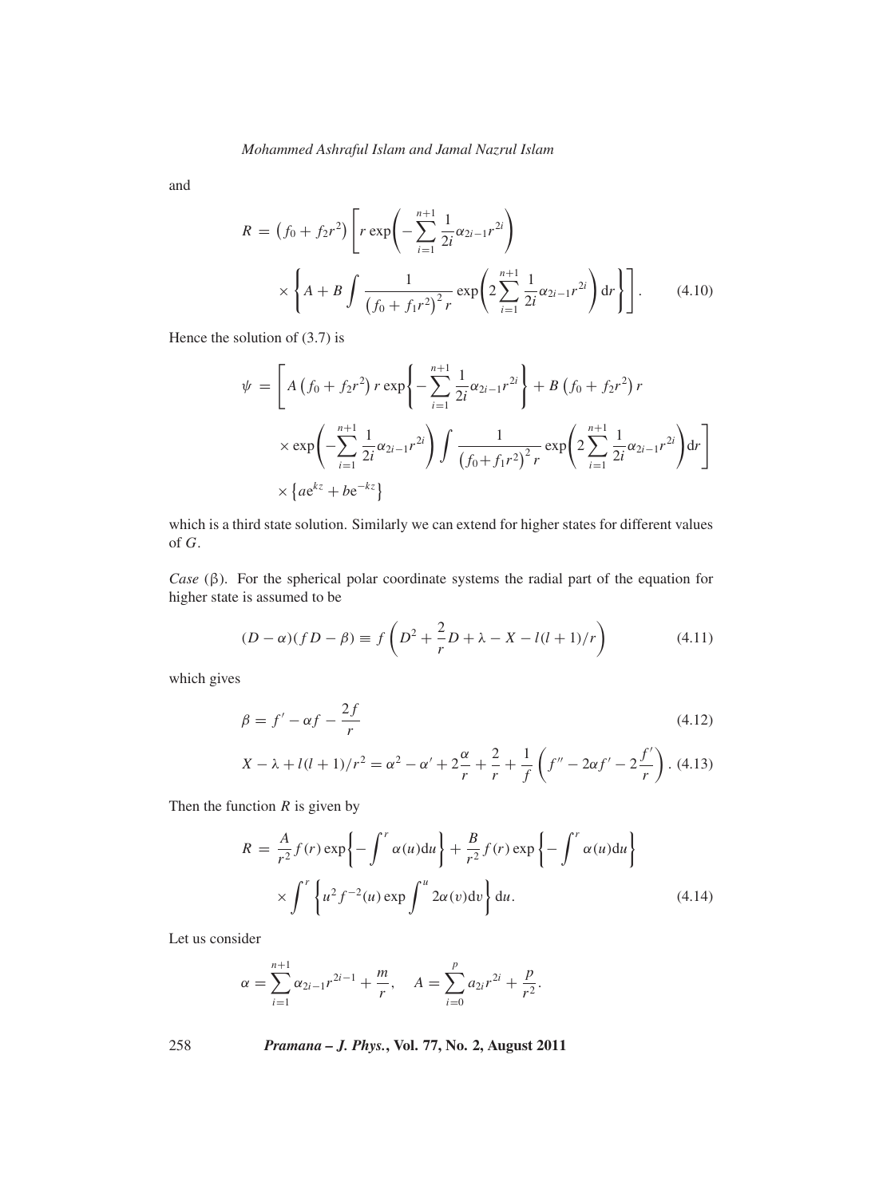and

$$R = \left(f_0 + f_2 r^2\right)\left[r \exp\left(-\sum_{i=1}^{n+1} \frac{1}{2i}\alpha_{2i-1} r^{2i}\right) \times \left\{A + B \int \frac{1}{\left(f_0 + f_1 r^2\right)^2 r} \exp\left(2\sum_{i=1}^{n+1} \frac{1}{2i}\alpha_{2i-1} r^{2i}\right) \mathrm{d}r\right\}\right]. \tag{4.10}$$

Hence the solution of (3.7) is

$$\psi = \left[A\left(f_0 + f_2 r^2\right) r \exp\left\{-\sum_{i=1}^{n+1} \frac{1}{2i}\alpha_{2i-1} r^{2i}\right\} + B\left(f_0 + f_2 r^2\right) r \times \exp\left(-\sum_{i=1}^{n+1} \frac{1}{2i}\alpha_{2i-1} r^{2i}\right) \int \frac{1}{\left(f_0 + f_1 r^2\right)^2 r} \exp\left(2\sum_{i=1}^{n+1} \frac{1}{2i}\alpha_{2i-1} r^{2i}\right) \mathrm{d}r\right] \times \left\{a\mathrm{e}^{kz} + b\mathrm{e}^{-kz}\right\}$$

which is a third state solution. Similarly we can extend for higher states for different values of $G$.

*Case* ($\beta$). For the spherical polar coordinate systems the radial part of the equation for higher state is assumed to be

$$(D - \alpha)(fD - \beta) \equiv f\left(D^2 + \frac{2}{r}D + \lambda - X - l(l+1)/r\right) \tag{4.11}$$

which gives

$$\beta = f' - \alpha f - \frac{2f}{r} \tag{4.12}$$

$$X - \lambda + l(l+1)/r^2 = \alpha^2 - \alpha' + 2\frac{\alpha}{r} + \frac{2}{r} + \frac{1}{f}\left(f'' - 2\alpha f' - 2\frac{f'}{r}\right). \tag{4.13}$$

Then the function $R$ is given by

$$R = \frac{A}{r^2} f(r) \exp\left\{-\int^r \alpha(u)\mathrm{d}u\right\} + \frac{B}{r^2} f(r) \exp\left\{-\int^r \alpha(u)\mathrm{d}u\right\} \times \int^r \left\{u^2 f^{-2}(u) \exp \int^u 2\alpha(v)\mathrm{d}v\right\} \mathrm{d}u. \tag{4.14}$$

Let us consider

$$\alpha = \sum_{i=1}^{n+1} \alpha_{2i-1} r^{2i-1} + \frac{m}{r}, \quad A = \sum_{i=0}^{p} a_{2i} r^{2i} + \frac{p}{r^2}.$$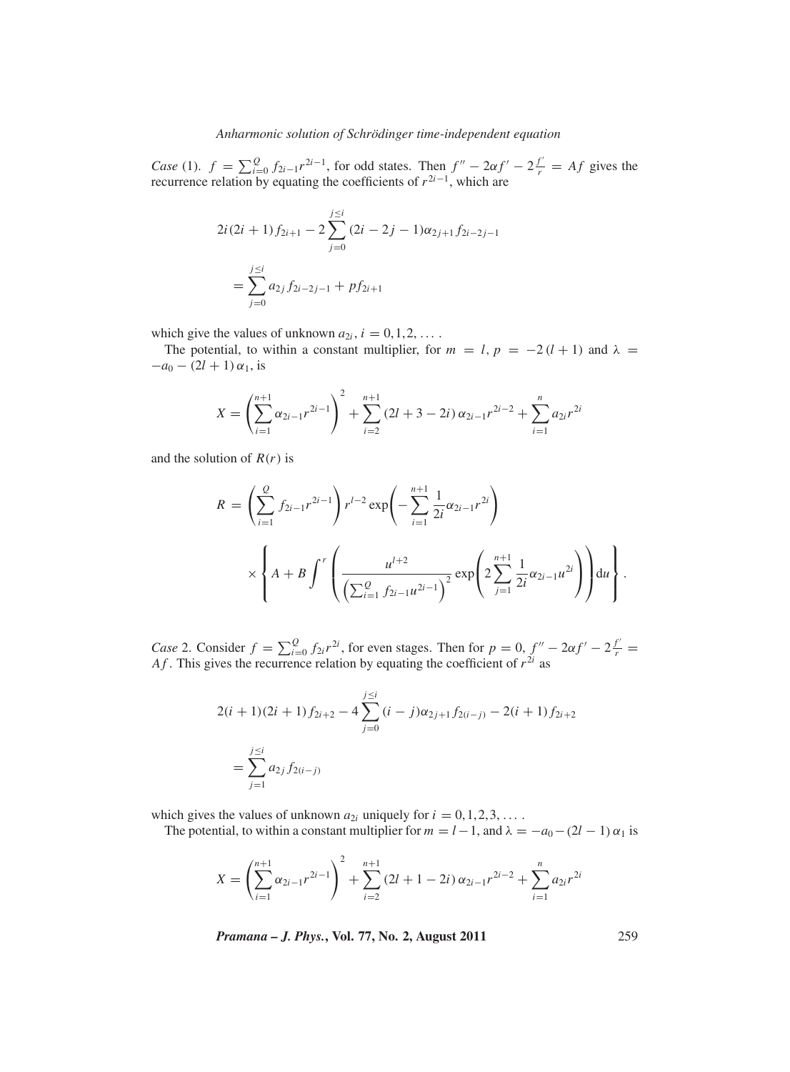*Case* (1). $f = \sum_{i=0}^{Q} f_{2i-1} r^{2i-1}$, for odd states. Then $f'' - 2\alpha f' - 2\frac{f'}{r} = Af$ gives the recurrence relation by equating the coefficients of $r^{2i-1}$, which are

$$2i(2i+1) f_{2i+1} - 2\sum_{j=0}^{j\leq i} (2i-2j-1)\alpha_{2j+1} f_{2i-2j-1}$$

$$= \sum_{j=0}^{j\leq i} a_{2j} f_{2i-2j-1} + p f_{2i+1}$$

which give the values of unknown $a_{2i}$, $i = 0, 1, 2, \ldots$ .

The potential, to within a constant multiplier, for $m = l$, $p = -2(l+1)$ and $\lambda = -a_0 - (2l+1)\alpha_1$, is

$$X = \left(\sum_{i=1}^{n+1} \alpha_{2i-1} r^{2i-1}\right)^2 + \sum_{i=2}^{n+1} (2l+3-2i)\alpha_{2i-1} r^{2i-2} + \sum_{i=1}^{n} a_{2i} r^{2i}$$

and the solution of $R(r)$ is

$$R = \left(\sum_{i=1}^{Q} f_{2i-1} r^{2i-1}\right) r^{l-2} \exp\left(-\sum_{i=1}^{n+1} \frac{1}{2i}\alpha_{2i-1} r^{2i}\right)$$

$$\times \left\{ A + B\int^{r} \left( \frac{u^{l+2}}{\left(\sum_{i=1}^{Q} f_{2i-1} u^{2i-1}\right)^2} \exp\left(2\sum_{j=1}^{n+1} \frac{1}{2i}\alpha_{2i-1} u^{2i}\right)\right) \mathrm{d}u \right\}.$$

*Case* 2. Consider $f = \sum_{i=0}^{Q} f_{2i} r^{2i}$, for even stages. Then for $p = 0$, $f'' - 2\alpha f' - 2\frac{f'}{r} = Af$. This gives the recurrence relation by equating the coefficient of $r^{2i}$ as

$$2(i+1)(2i+1) f_{2i+2} - 4\sum_{j=0}^{j\leq i} (i-j)\alpha_{2j+1} f_{2(i-j)} - 2(i+1) f_{2i+2}$$

$$= \sum_{j=1}^{j\leq i} a_{2j} f_{2(i-j)}$$

which gives the values of unknown $a_{2i}$ uniquely for $i = 0, 1, 2, 3, \ldots$ .

The potential, to within a constant multiplier for $m = l-1$, and $\lambda = -a_0 - (2l-1)\alpha_1$ is

$$X = \left(\sum_{i=1}^{n+1} \alpha_{2i-1} r^{2i-1}\right)^2 + \sum_{i=2}^{n+1} (2l+1-2i)\alpha_{2i-1} r^{2i-2} + \sum_{i=1}^{n} a_{2i} r^{2i}$$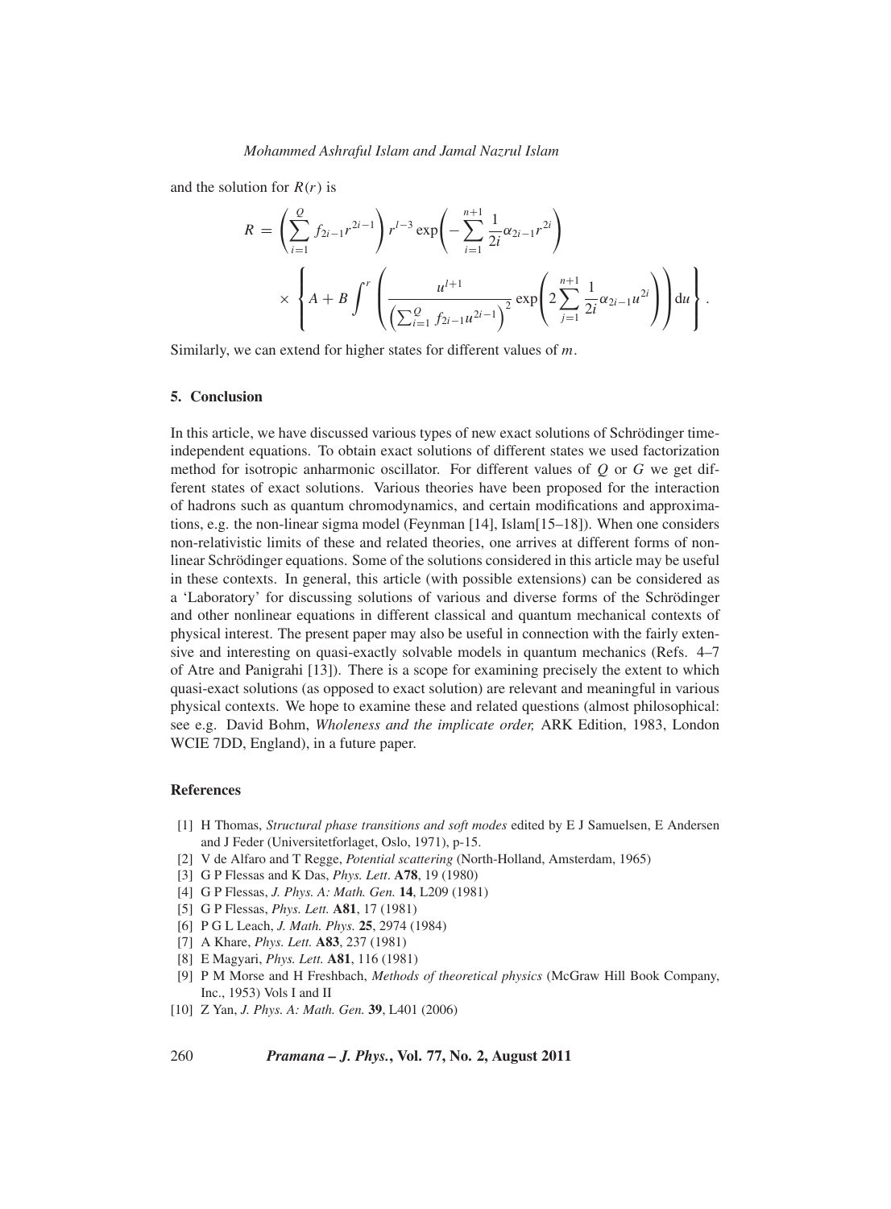and the solution for $R(r)$ is

$$R = \left( \sum_{i=1}^{Q} f_{2i-1} r^{2i-1} \right) r^{l-3} \exp\left( -\sum_{i=1}^{n+1} \frac{1}{2i} \alpha_{2i-1} r^{2i} \right)$$
$$\times \left\{ A + B \int^{r} \left( \frac{u^{l+1}}{\left( \sum_{i=1}^{Q} f_{2i-1} u^{2i-1} \right)^2} \exp\left( 2 \sum_{j=1}^{n+1} \frac{1}{2i} \alpha_{2i-1} u^{2i} \right) \right) \mathrm{d}u \right\}.$$

Similarly, we can extend for higher states for different values of $m$.

## 5. Conclusion

In this article, we have discussed various types of new exact solutions of Schrödinger time-independent equations. To obtain exact solutions of different states we used factorization method for isotropic anharmonic oscillator. For different values of $Q$ or $G$ we get different states of exact solutions. Various theories have been proposed for the interaction of hadrons such as quantum chromodynamics, and certain modifications and approximations, e.g. the non-linear sigma model (Feynman [14], Islam[15–18]). When one considers non-relativistic limits of these and related theories, one arrives at different forms of non-linear Schrödinger equations. Some of the solutions considered in this article may be useful in these contexts. In general, this article (with possible extensions) can be considered as a 'Laboratory' for discussing solutions of various and diverse forms of the Schrödinger and other nonlinear equations in different classical and quantum mechanical contexts of physical interest. The present paper may also be useful in connection with the fairly extensive and interesting on quasi-exactly solvable models in quantum mechanics (Refs. 4–7 of Atre and Panigrahi [13]). There is a scope for examining precisely the extent to which quasi-exact solutions (as opposed to exact solution) are relevant and meaningful in various physical contexts. We hope to examine these and related questions (almost philosophical: see e.g. David Bohm, *Wholeness and the implicate order,* ARK Edition, 1983, London WCIE 7DD, England), in a future paper.

## References

[1] H Thomas, *Structural phase transitions and soft modes* edited by E J Samuelsen, E Andersen and J Feder (Universitetforlaget, Oslo, 1971), p-15.

[2] V de Alfaro and T Regge, *Potential scattering* (North-Holland, Amsterdam, 1965)

[3] G P Flessas and K Das, *Phys. Lett*. **A78**, 19 (1980)

[4] G P Flessas, *J. Phys. A: Math. Gen.* **14**, L209 (1981)

[5] G P Flessas, *Phys. Lett.* **A81**, 17 (1981)

[6] P G L Leach, *J. Math. Phys.* **25**, 2974 (1984)

[7] A Khare, *Phys. Lett.* **A83**, 237 (1981)

[8] E Magyari, *Phys. Lett.* **A81**, 116 (1981)

[9] P M Morse and H Freshbach, *Methods of theoretical physics* (McGraw Hill Book Company, Inc., 1953) Vols I and II

[10] Z Yan, *J. Phys. A: Math. Gen.* **39**, L401 (2006)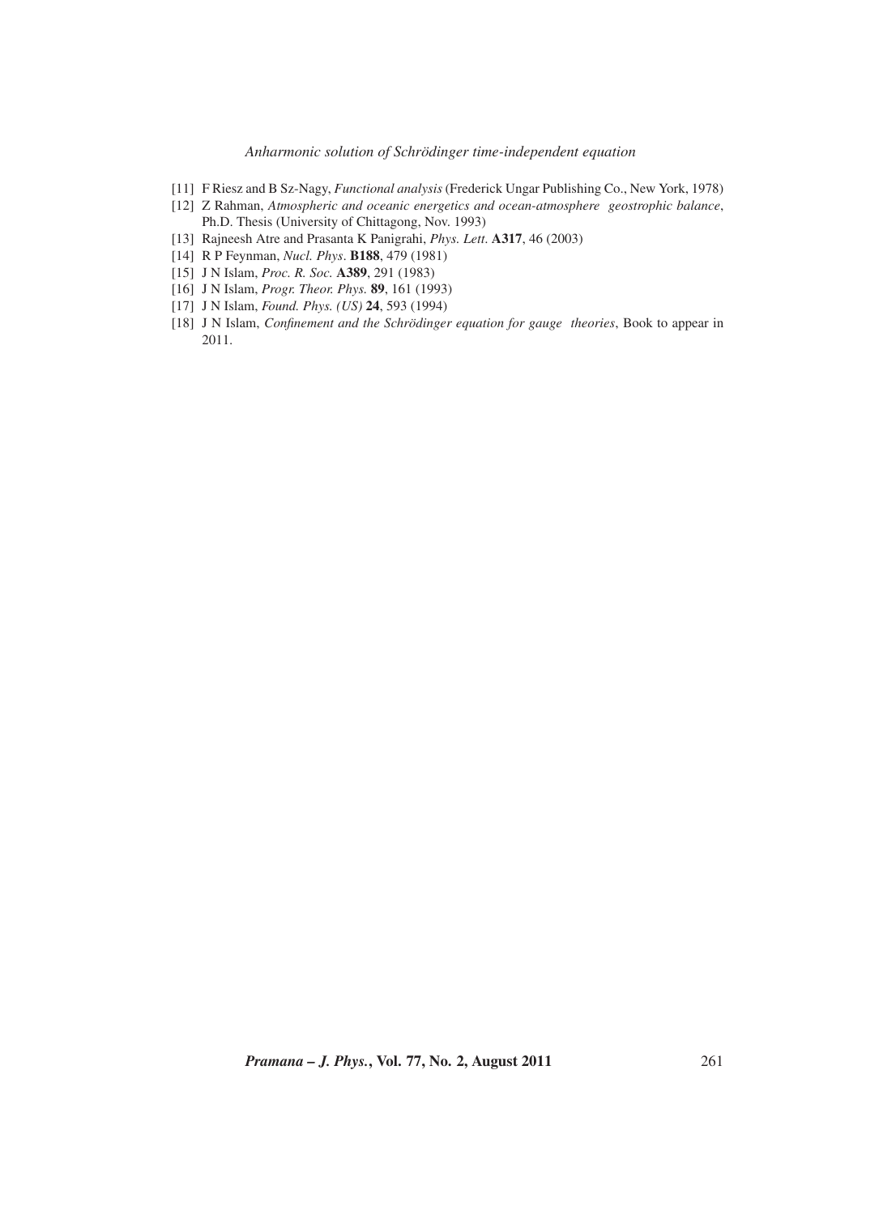[11] F Riesz and B Sz-Nagy, *Functional analysis* (Frederick Ungar Publishing Co., New York, 1978)

[12] Z Rahman, *Atmospheric and oceanic energetics and ocean-atmosphere geostrophic balance*, Ph.D. Thesis (University of Chittagong, Nov. 1993)

[13] Rajneesh Atre and Prasanta K Panigrahi, *Phys. Lett.* **A317**, 46 (2003)

[14] R P Feynman, *Nucl. Phys.* **B188**, 479 (1981)

[15] J N Islam, *Proc. R. Soc.* **A389**, 291 (1983)

[16] J N Islam, *Progr. Theor. Phys.* **89**, 161 (1993)

[17] J N Islam, *Found. Phys. (US)* **24**, 593 (1994)

[18] J N Islam, *Confinement and the Schrödinger equation for gauge theories*, Book to appear in 2011.